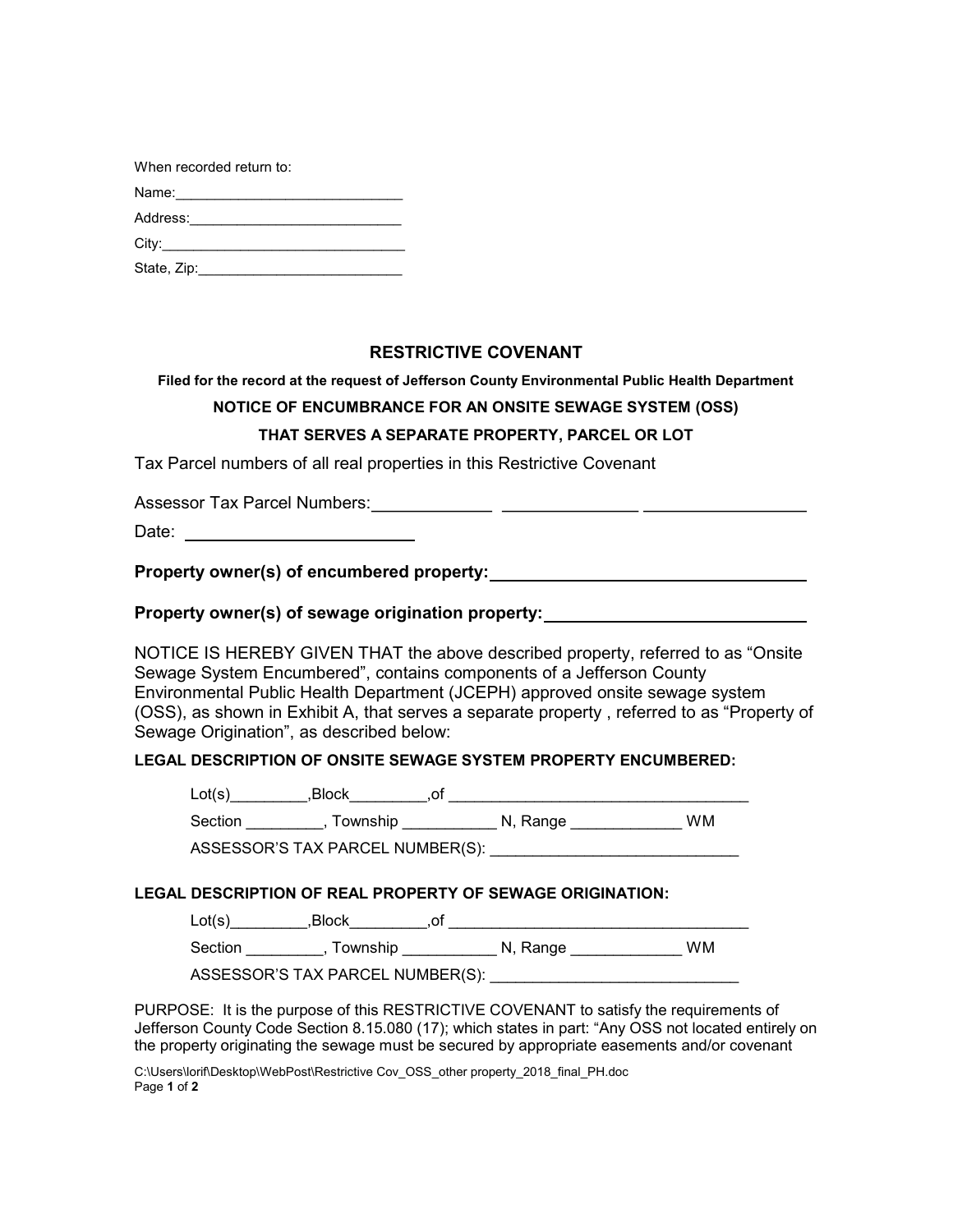When recorded return to:

Name:_____________________________

Address:___________________________

City:_______________________________

State, Zip:__________________________

## RESTRICTIVE COVENANT

**Filed for the record at the request of Jefferson County Environmental Public Health Department**

**NOTICE OF ENCUMBRANCE FOR AN ONSITE SEWAGE SYSTEM (OSS)**

**THAT SERVES A SEPARATE PROPERTY, PARCEL OR LOT**

Tax Parcel numbers of all real properties in this Restrictive Covenant

Assessor Tax Parcel Numbers:____________ ______________ ________________

Date: ______________________

**Property owner(s) of encumbered property:**_______________________________

**Property owner(s) of sewage origination property:**__________________________

NOTICE IS HEREBY GIVEN THAT the above described property, referred to as "Onsite Sewage System Encumbered", contains components of a Jefferson County Environmental Public Health Department (JCEPH) approved onsite sewage system (OSS), as shown in Exhibit A, that serves a separate property , referred to as "Property of Sewage Origination", as described below:

**LEGAL DESCRIPTION OF ONSITE SEWAGE SYSTEM PROPERTY ENCUMBERED:**

Lot(s)_________,Block_________,of __________________________________

Section _________, Township __________ N, Range ____________ WM

ASSESSOR'S TAX PARCEL NUMBER(S): _____________________________

**LEGAL DESCRIPTION OF REAL PROPERTY OF SEWAGE ORIGINATION:**

Lot(s)_________,Block_________,of __________________________________

Section _________, Township __________ N, Range ____________ WM

ASSESSOR'S TAX PARCEL NUMBER(S): _____________________________

PURPOSE: It is the purpose of this RESTRICTIVE COVENANT to satisfy the requirements of Jefferson County Code Section 8.15.080 (17); which states in part: "Any OSS not located entirely on the property originating the sewage must be secured by appropriate easements and/or covenant

C:\Users\lorif\Desktop\WebPost\Restrictive Cov_OSS_other property_2018_final_PH.doc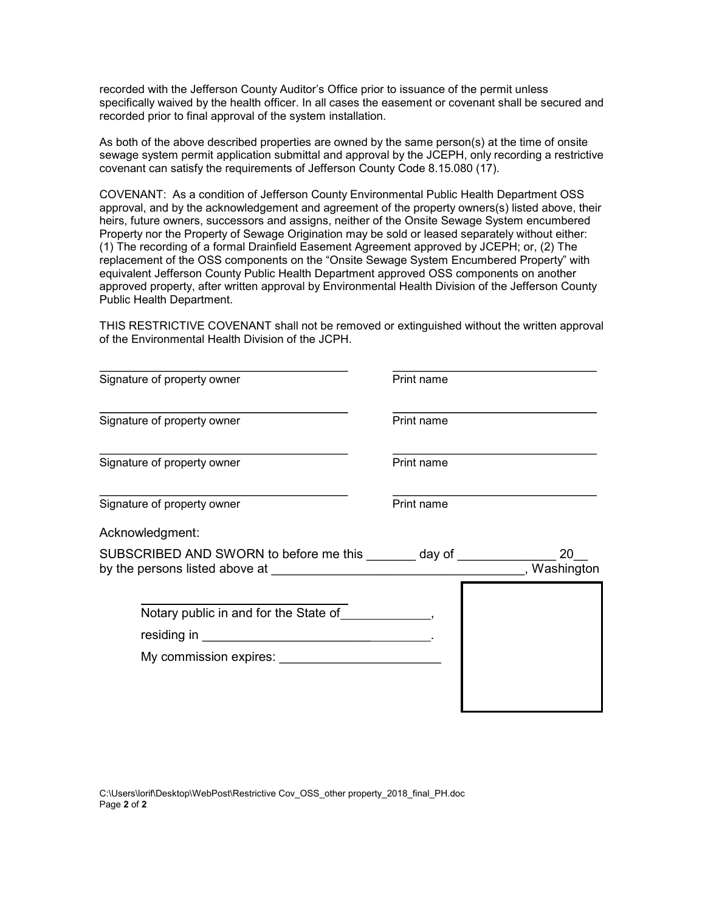recorded with the Jefferson County Auditor's Office prior to issuance of the permit unless specifically waived by the health officer. In all cases the easement or covenant shall be secured and recorded prior to final approval of the system installation.

As both of the above described properties are owned by the same person(s) at the time of onsite sewage system permit application submittal and approval by the JCEPH, only recording a restrictive covenant can satisfy the requirements of Jefferson County Code 8.15.080 (17).

COVENANT: As a condition of Jefferson County Environmental Public Health Department OSS approval, and by the acknowledgement and agreement of the property owners(s) listed above, their heirs, future owners, successors and assigns, neither of the Onsite Sewage System encumbered Property nor the Property of Sewage Origination may be sold or leased separately without either: (1) The recording of a formal Drainfield Easement Agreement approved by JCEPH; or, (2) The replacement of the OSS components on the "Onsite Sewage System Encumbered Property" with equivalent Jefferson County Public Health Department approved OSS components on another approved property, after written approval by Environmental Health Division of the Jefferson County Public Health Department.

THIS RESTRICTIVE COVENANT shall not be removed or extinguished without the written approval of the Environmental Health Division of the JCPH.

_______________________________________ _______________________________
Signature of property owner Print name

_______________________________________ _______________________________
Signature of property owner Print name

_______________________________________ _______________________________
Signature of property owner Print name

_______________________________________ _______________________________
Signature of property owner Print name

Acknowledgment:

SUBSCRIBED AND SWORN to before me this _______ day of ______________ 20__ by the persons listed above at ___________________________________, Washington

_______________________________
Notary public in and for the State of_____________,

residing in ________________________________.

My commission expires: ______________________

C:\Users\lorif\Desktop\WebPost\Restrictive Cov_OSS_other property_2018_final_PH.doc